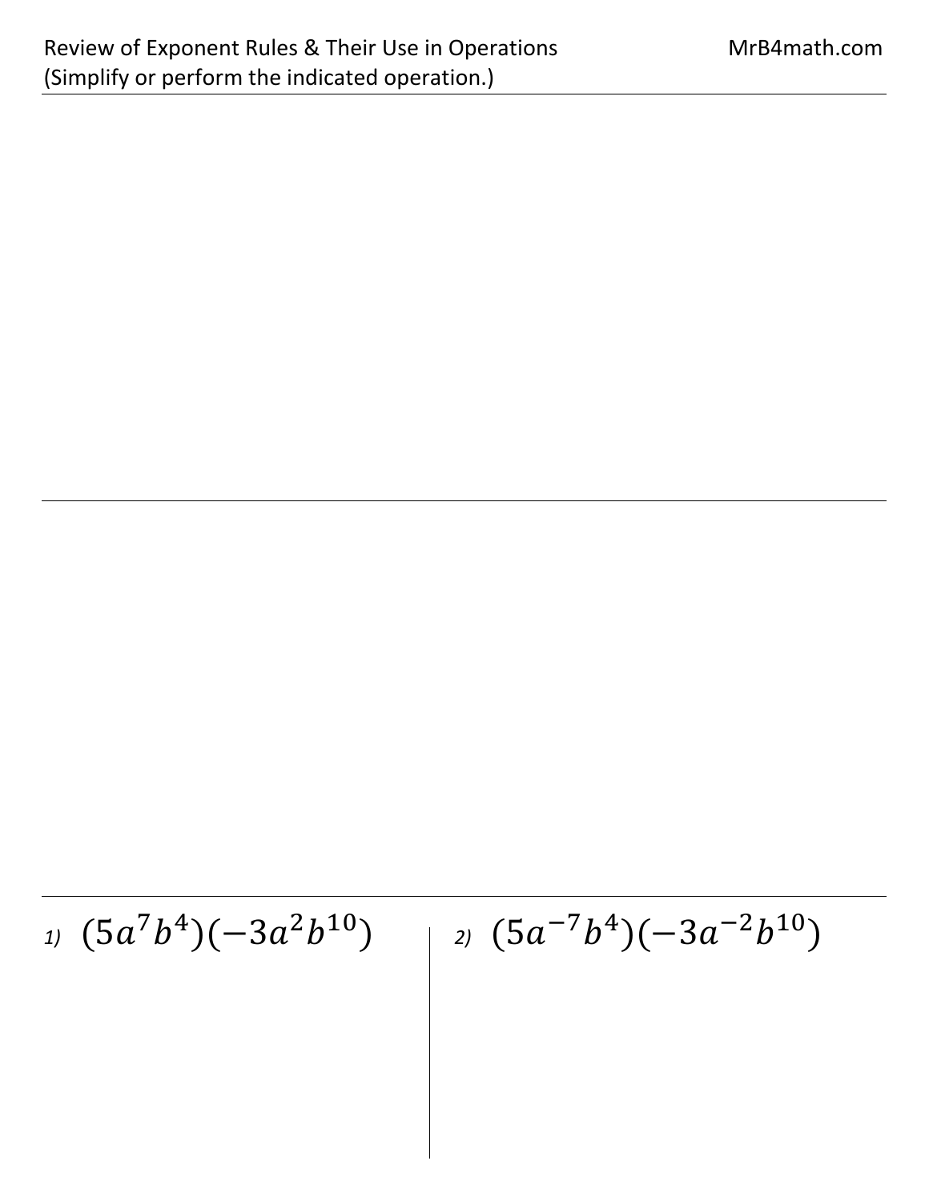Review of Exponent Rules & Their Use in Operations

(Simplify or perform the indicated operation.)

1) $(5a^7b^4)(-3a^2b^{10})$

2) $(5a^{-7}b^4)(-3a^{-2}b^{10})$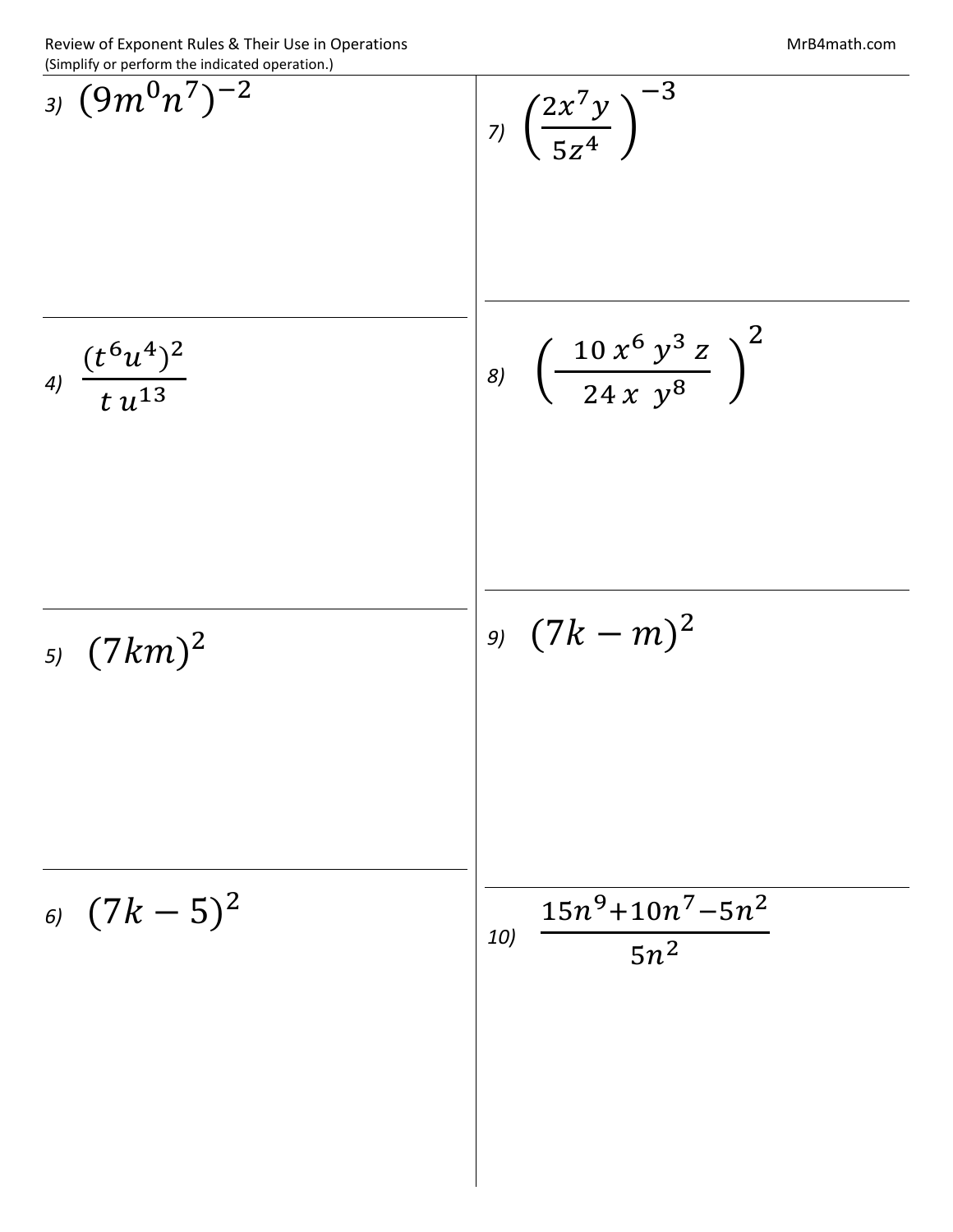Review of Exponent Rules & Their Use in Operations

(Simplify or perform the indicated operation.)

3) $(9m^0n^7)^{-2}$

4) $\dfrac{(t^6u^4)^2}{t\,u^{13}}$

5) $(7km)^2$

6) $(7k-5)^2$

7) $\left(\dfrac{2x^7y}{5z^4}\right)^{-3}$

8) $\left(\dfrac{10\,x^6\,y^3\,z}{24\,x\;\;y^8}\right)^2$

9) $(7k-m)^2$

10) $\dfrac{15n^9+10n^7-5n^2}{5n^2}$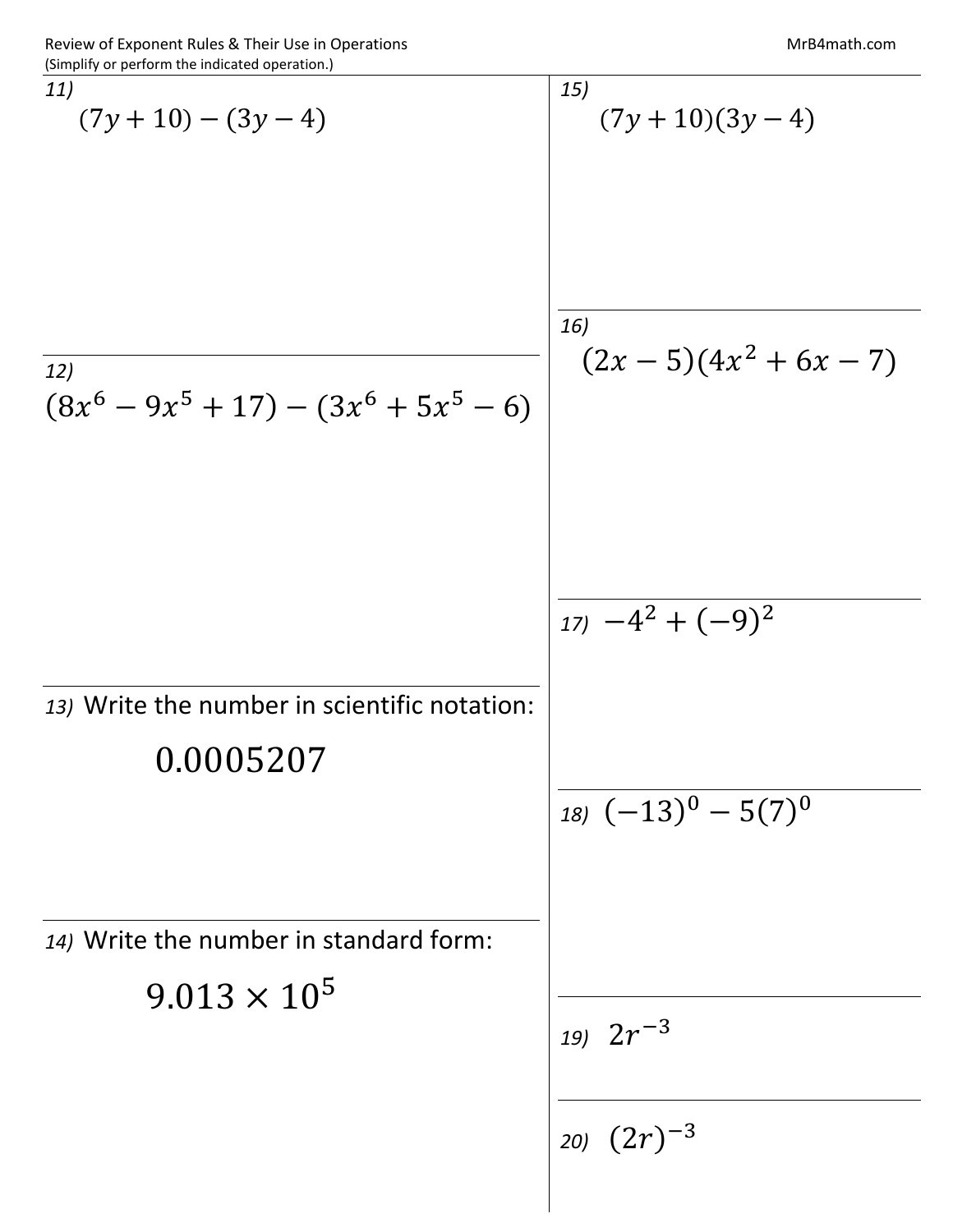Review of Exponent Rules & Their Use in Operations

(Simplify or perform the indicated operation.)

11) $(7y + 10) - (3y - 4)$

12) $(8x^6 - 9x^5 + 17) - (3x^6 + 5x^5 - 6)$

13) Write the number in scientific notation:

$$0.0005207$$

14) Write the number in standard form:

$$9.013 \times 10^5$$

15) $(7y + 10)(3y - 4)$

16) $(2x - 5)(4x^2 + 6x - 7)$

17) $-4^2 + (-9)^2$

18) $(-13)^0 - 5(7)^0$

19) $2r^{-3}$

20) $(2r)^{-3}$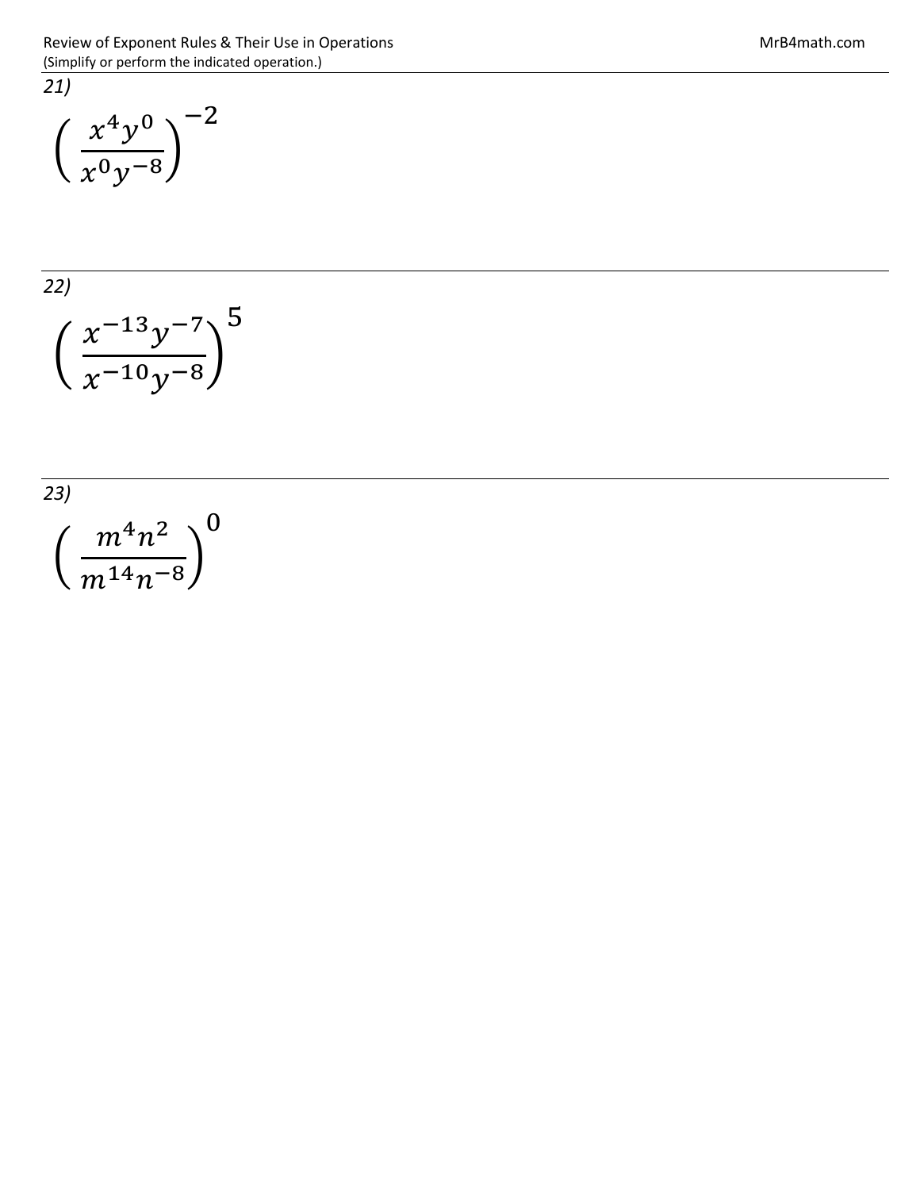21)

$$\left(\frac{x^4y^0}{x^0y^{-8}}\right)^{-2}$$

22)

$$\left(\frac{x^{-13}y^{-7}}{x^{-10}y^{-8}}\right)^{5}$$

23)

$$\left(\frac{m^4n^2}{m^{14}n^{-8}}\right)^{0}$$